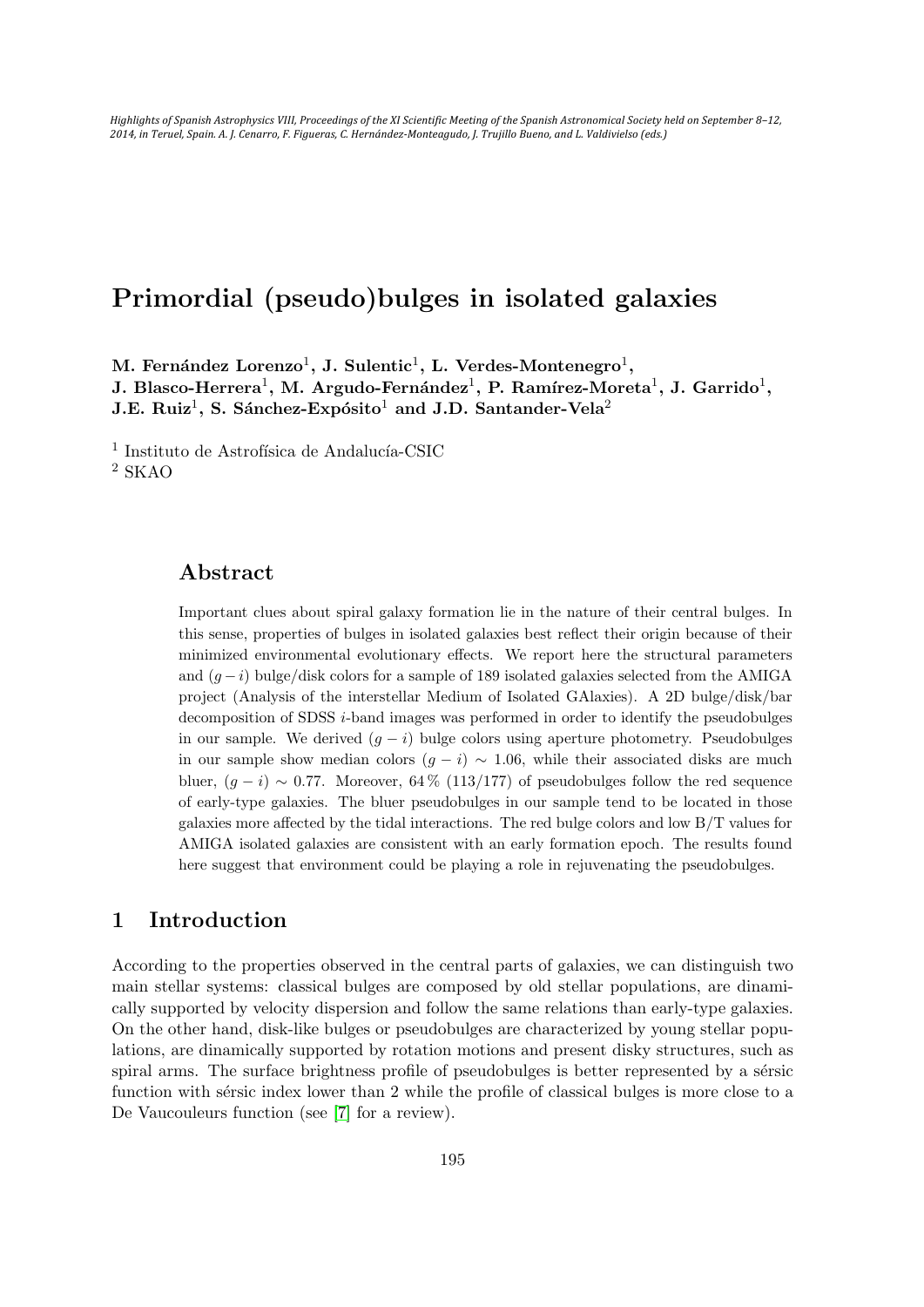# Primordial (pseudo)bulges in isolated galaxies

**M. Fernández Lorenzo[1], J. Sulentic[1], L. Verdes-Montenegro[1], J. Blasco-Herrera[1], M. Argudo-Fernández[1], P. Ramírez-Moreta[1], J. Garrido[1], J.E. Ruiz[1], S. Sánchez-Expósito[1] and J.D. Santander-Vela[2]**

[1] Instituto de Astrofísica de Andalucía-CSIC
[2] SKAO

## Abstract

Important clues about spiral galaxy formation lie in the nature of their central bulges. In this sense, properties of bulges in isolated galaxies best reflect their origin because of their minimized environmental evolutionary effects. We report here the structural parameters and $(g-i)$ bulge/disk colors for a sample of 189 isolated galaxies selected from the AMIGA project (Analysis of the interstellar Medium of Isolated GAlaxies). A 2D bulge/disk/bar decomposition of SDSS $i$-band images was performed in order to identify the pseudobulges in our sample. We derived $(g-i)$ bulge colors using aperture photometry. Pseudobulges in our sample show median colors $(g-i) \sim 1.06$, while their associated disks are much bluer, $(g-i) \sim 0.77$. Moreover, 64 % (113/177) of pseudobulges follow the red sequence of early-type galaxies. The bluer pseudobulges in our sample tend to be located in those galaxies more affected by the tidal interactions. The red bulge colors and low B/T values for AMIGA isolated galaxies are consistent with an early formation epoch. The results found here suggest that environment could be playing a role in rejuvenating the pseudobulges.

## 1 Introduction

According to the properties observed in the central parts of galaxies, we can distinguish two main stellar systems: classical bulges are composed by old stellar populations, are dinamically supported by velocity dispersion and follow the same relations than early-type galaxies. On the other hand, disk-like bulges or pseudobulges are characterized by young stellar populations, are dinamically supported by rotation motions and present disky structures, such as spiral arms. The surface brightness profile of pseudobulges is better represented by a sérsic function with sérsic index lower than 2 while the profile of classical bulges is more close to a De Vaucouleurs function (see [7] for a review).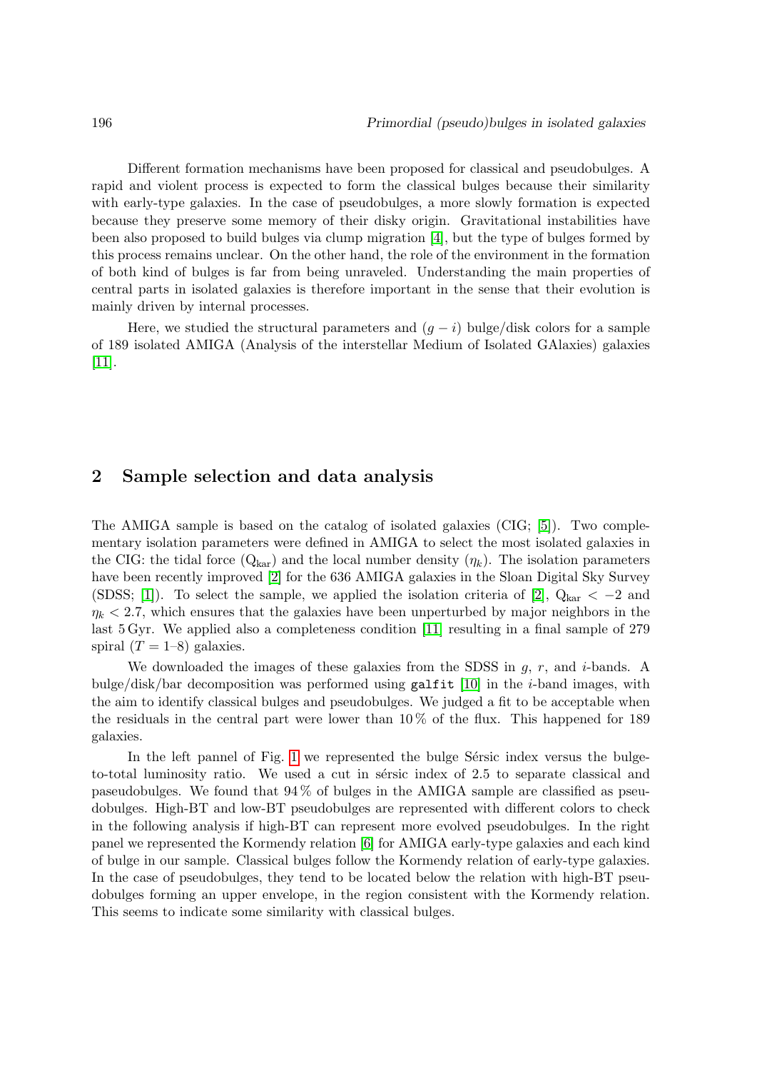Different formation mechanisms have been proposed for classical and pseudobulges. A rapid and violent process is expected to form the classical bulges because their similarity with early-type galaxies. In the case of pseudobulges, a more slowly formation is expected because they preserve some memory of their disky origin. Gravitational instabilities have been also proposed to build bulges via clump migration [4], but the type of bulges formed by this process remains unclear. On the other hand, the role of the environment in the formation of both kind of bulges is far from being unraveled. Understanding the main properties of central parts in isolated galaxies is therefore important in the sense that their evolution is mainly driven by internal processes.

Here, we studied the structural parameters and $(g - i)$ bulge/disk colors for a sample of 189 isolated AMIGA (Analysis of the interstellar Medium of Isolated GAlaxies) galaxies [11].

## 2 Sample selection and data analysis

The AMIGA sample is based on the catalog of isolated galaxies (CIG; [5]). Two complementary isolation parameters were defined in AMIGA to select the most isolated galaxies in the CIG: the tidal force ($Q_{\rm kar}$) and the local number density ($\eta_k$). The isolation parameters have been recently improved [2] for the 636 AMIGA galaxies in the Sloan Digital Sky Survey (SDSS; [1]). To select the sample, we applied the isolation criteria of [2], $Q_{\rm kar} < -2$ and $\eta_k < 2.7$, which ensures that the galaxies have been unperturbed by major neighbors in the last 5 Gyr. We applied also a completeness condition [11] resulting in a final sample of 279 spiral ($T = 1$–$8$) galaxies.

We downloaded the images of these galaxies from the SDSS in $g$, $r$, and $i$-bands. A bulge/disk/bar decomposition was performed using `galfit` [10] in the $i$-band images, with the aim to identify classical bulges and pseudobulges. We judged a fit to be acceptable when the residuals in the central part were lower than 10 % of the flux. This happened for 189 galaxies.

In the left pannel of Fig. 1 we represented the bulge Sérsic index versus the bulge-to-total luminosity ratio. We used a cut in sérsic index of 2.5 to separate classical and paseudobulges. We found that 94 % of bulges in the AMIGA sample are classified as pseudobulges. High-BT and low-BT pseudobulges are represented with different colors to check in the following analysis if high-BT can represent more evolved pseudobulges. In the right panel we represented the Kormendy relation [6] for AMIGA early-type galaxies and each kind of bulge in our sample. Classical bulges follow the Kormendy relation of early-type galaxies. In the case of pseudobulges, they tend to be located below the relation with high-BT pseudobulges forming an upper envelope, in the region consistent with the Kormendy relation. This seems to indicate some similarity with classical bulges.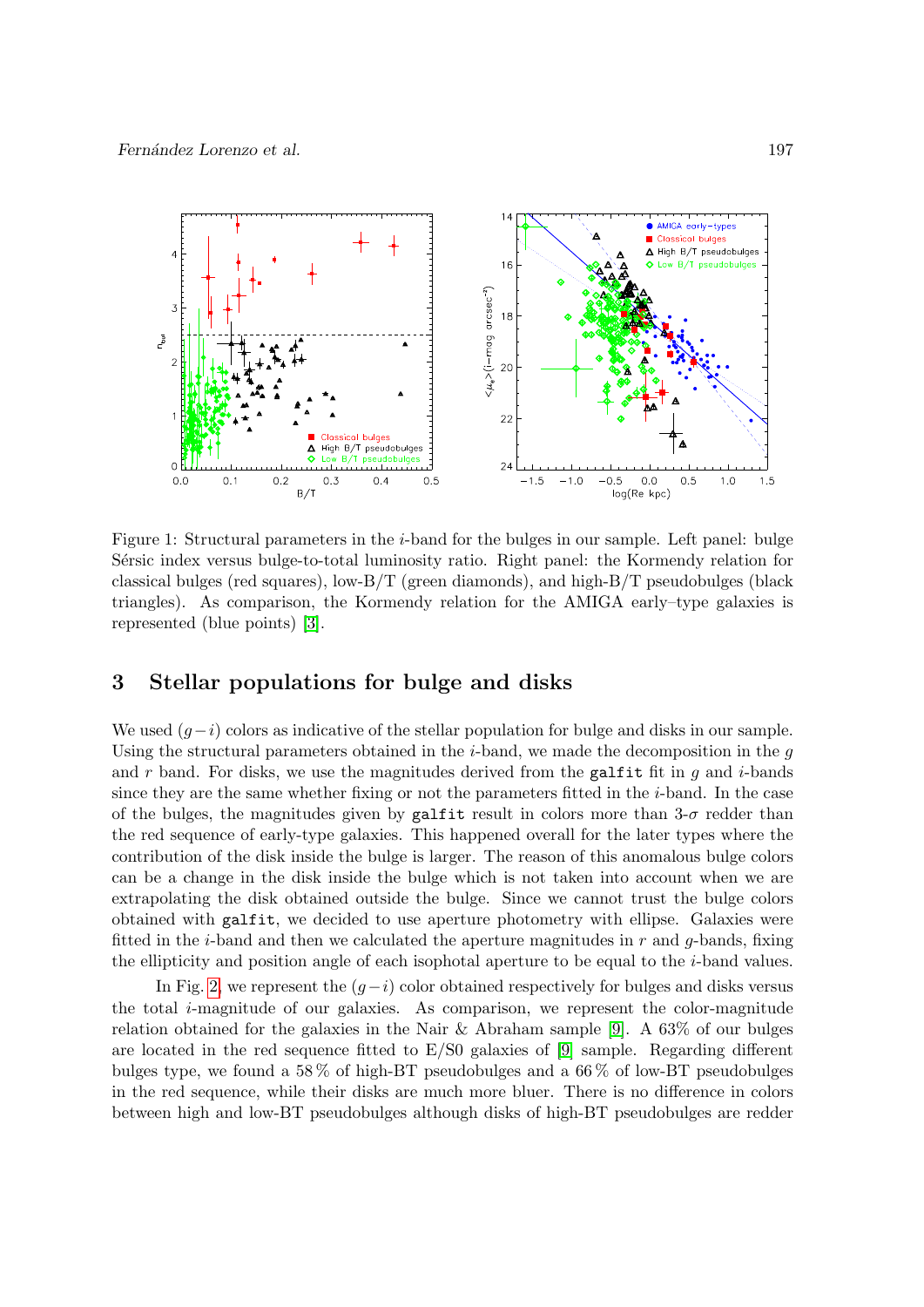Figure 1: Structural parameters in the $i$-band for the bulges in our sample. Left panel: bulge Sérsic index versus bulge-to-total luminosity ratio. Right panel: the Kormendy relation for classical bulges (red squares), low-B/T (green diamonds), and high-B/T pseudobulges (black triangles). As comparison, the Kormendy relation for the AMIGA early–type galaxies is represented (blue points) [3].

## 3 Stellar populations for bulge and disks

We used $(g-i)$ colors as indicative of the stellar population for bulge and disks in our sample. Using the structural parameters obtained in the $i$-band, we made the decomposition in the $g$ and $r$ band. For disks, we use the magnitudes derived from the `galfit` fit in $g$ and $i$-bands since they are the same whether fixing or not the parameters fitted in the $i$-band. In the case of the bulges, the magnitudes given by `galfit` result in colors more than 3-$\sigma$ redder than the red sequence of early-type galaxies. This happened overall for the later types where the contribution of the disk inside the bulge is larger. The reason of this anomalous bulge colors can be a change in the disk inside the bulge which is not taken into account when we are extrapolating the disk obtained outside the bulge. Since we cannot trust the bulge colors obtained with `galfit`, we decided to use aperture photometry with ellipse. Galaxies were fitted in the $i$-band and then we calculated the aperture magnitudes in $r$ and $g$-bands, fixing the ellipticity and position angle of each isophotal aperture to be equal to the $i$-band values.

In Fig. 2, we represent the $(g-i)$ color obtained respectively for bulges and disks versus the total $i$-magnitude of our galaxies. As comparison, we represent the color-magnitude relation obtained for the galaxies in the Nair & Abraham sample [9]. A 63% of our bulges are located in the red sequence fitted to E/S0 galaxies of [9] sample. Regarding different bulges type, we found a 58 % of high-BT pseudobulges and a 66 % of low-BT pseudobulges in the red sequence, while their disks are much more bluer. There is no difference in colors between high and low-BT pseudobulges although disks of high-BT pseudobulges are redder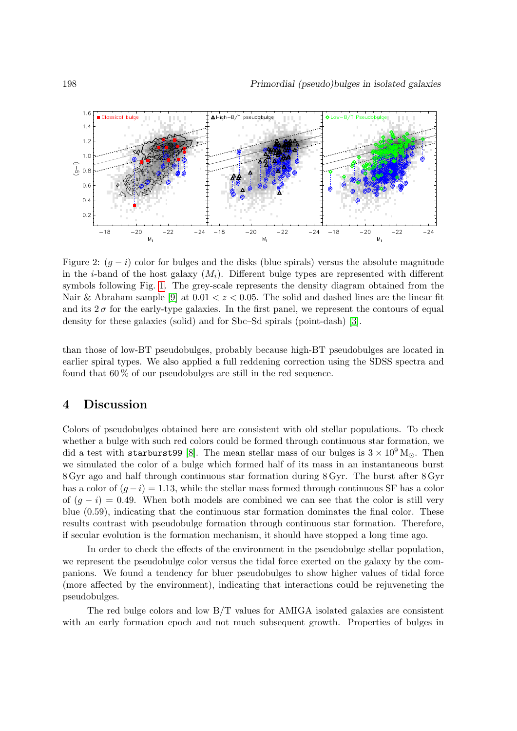Figure 2: $(g-i)$ color for bulges and the disks (blue spirals) versus the absolute magnitude in the $i$-band of the host galaxy ($M_i$). Different bulge types are represented with different symbols following Fig. 1. The grey-scale represents the density diagram obtained from the Nair & Abraham sample [9] at $0.01 < z < 0.05$. The solid and dashed lines are the linear fit and its $2\,\sigma$ for the early-type galaxies. In the first panel, we represent the contours of equal density for these galaxies (solid) and for Sbc–Sd spirals (point-dash) [3].

than those of low-BT pseudobulges, probably because high-BT pseudobulges are located in earlier spiral types. We also applied a full reddening correction using the SDSS spectra and found that 60 % of our pseudobulges are still in the red sequence.

## 4 Discussion

Colors of pseudobulges obtained here are consistent with old stellar populations. To check whether a bulge with such red colors could be formed through continuous star formation, we did a test with `starburst99` [8]. The mean stellar mass of our bulges is $3 \times 10^9\,\mathrm{M}_\odot$. Then we simulated the color of a bulge which formed half of its mass in an instantaneous burst 8 Gyr ago and half through continuous star formation during 8 Gyr. The burst after 8 Gyr has a color of $(g-i) = 1.13$, while the stellar mass formed through continuous SF has a color of $(g-i) = 0.49$. When both models are combined we can see that the color is still very blue (0.59), indicating that the continuous star formation dominates the final color. These results contrast with pseudobulge formation through continuous star formation. Therefore, if secular evolution is the formation mechanism, it should have stopped a long time ago.

In order to check the effects of the environment in the pseudobulge stellar population, we represent the pseudobulge color versus the tidal force exerted on the galaxy by the companions. We found a tendency for bluer pseudobulges to show higher values of tidal force (more affected by the environment), indicating that interactions could be rejuveneting the pseudobulges.

The red bulge colors and low B/T values for AMIGA isolated galaxies are consistent with an early formation epoch and not much subsequent growth. Properties of bulges in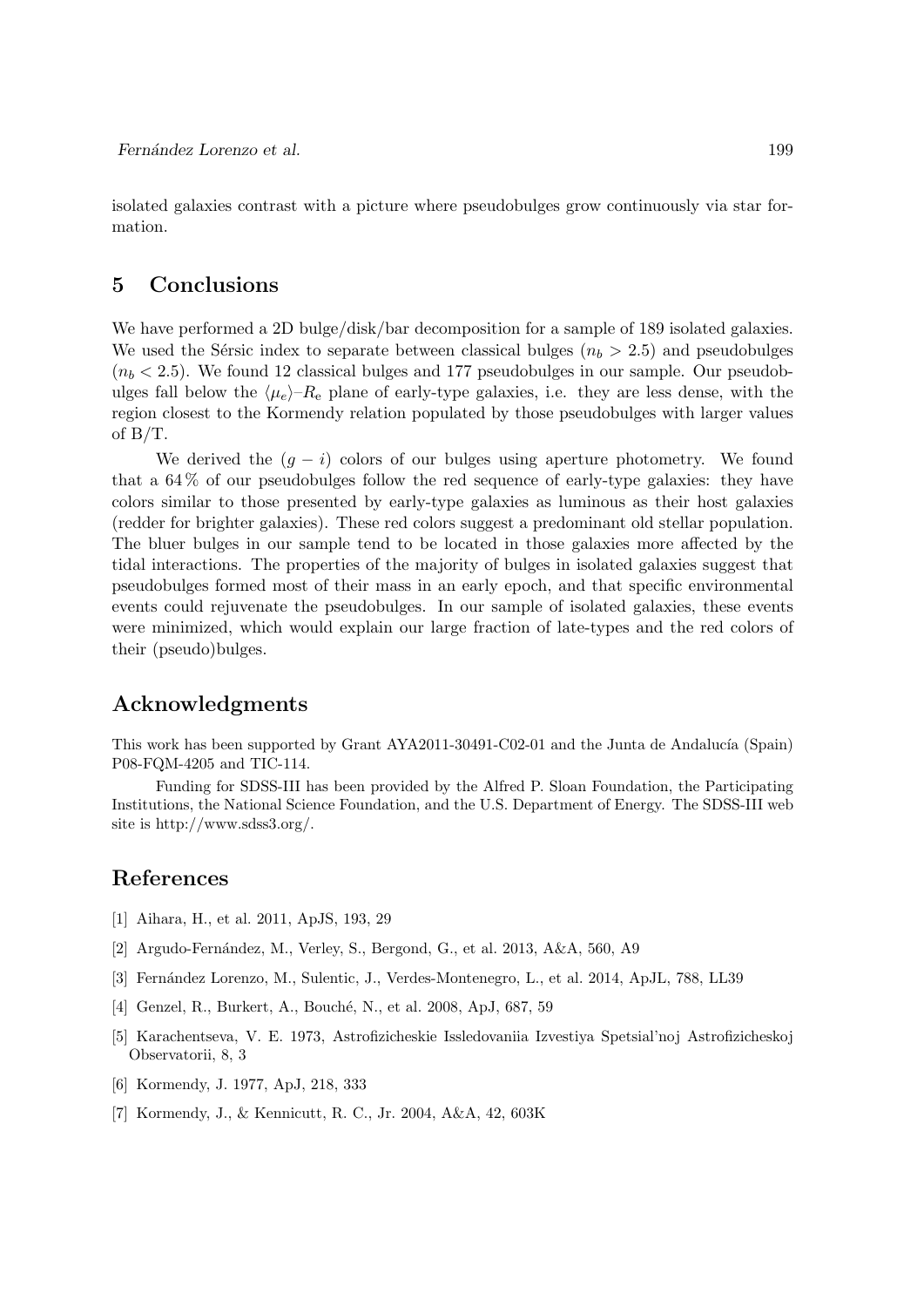isolated galaxies contrast with a picture where pseudobulges grow continuously via star formation.

## 5 Conclusions

We have performed a 2D bulge/disk/bar decomposition for a sample of 189 isolated galaxies. We used the Sérsic index to separate between classical bulges ($n_b > 2.5$) and pseudobulges ($n_b < 2.5$). We found 12 classical bulges and 177 pseudobulges in our sample. Our pseudobulges fall below the $\langle\mu_e\rangle$–$R_\mathrm{e}$ plane of early-type galaxies, i.e. they are less dense, with the region closest to the Kormendy relation populated by those pseudobulges with larger values of B/T.

We derived the $(g - i)$ colors of our bulges using aperture photometry. We found that a 64 % of our pseudobulges follow the red sequence of early-type galaxies: they have colors similar to those presented by early-type galaxies as luminous as their host galaxies (redder for brighter galaxies). These red colors suggest a predominant old stellar population. The bluer bulges in our sample tend to be located in those galaxies more affected by the tidal interactions. The properties of the majority of bulges in isolated galaxies suggest that pseudobulges formed most of their mass in an early epoch, and that specific environmental events could rejuvenate the pseudobulges. In our sample of isolated galaxies, these events were minimized, which would explain our large fraction of late-types and the red colors of their (pseudo)bulges.

## Acknowledgments

This work has been supported by Grant AYA2011-30491-C02-01 and the Junta de Andalucía (Spain) P08-FQM-4205 and TIC-114.

Funding for SDSS-III has been provided by the Alfred P. Sloan Foundation, the Participating Institutions, the National Science Foundation, and the U.S. Department of Energy. The SDSS-III web site is http://www.sdss3.org/.

## References

[1] Aihara, H., et al. 2011, ApJS, 193, 29

[2] Argudo-Fernández, M., Verley, S., Bergond, G., et al. 2013, A&A, 560, A9

[3] Fernández Lorenzo, M., Sulentic, J., Verdes-Montenegro, L., et al. 2014, ApJL, 788, LL39

[4] Genzel, R., Burkert, A., Bouché, N., et al. 2008, ApJ, 687, 59

[5] Karachentseva, V. E. 1973, Astrofizicheskie Issledovaniia Izvestiya Spetsial'noj Astrofizicheskoj Observatorii, 8, 3

[6] Kormendy, J. 1977, ApJ, 218, 333

[7] Kormendy, J., & Kennicutt, R. C., Jr. 2004, A&A, 42, 603K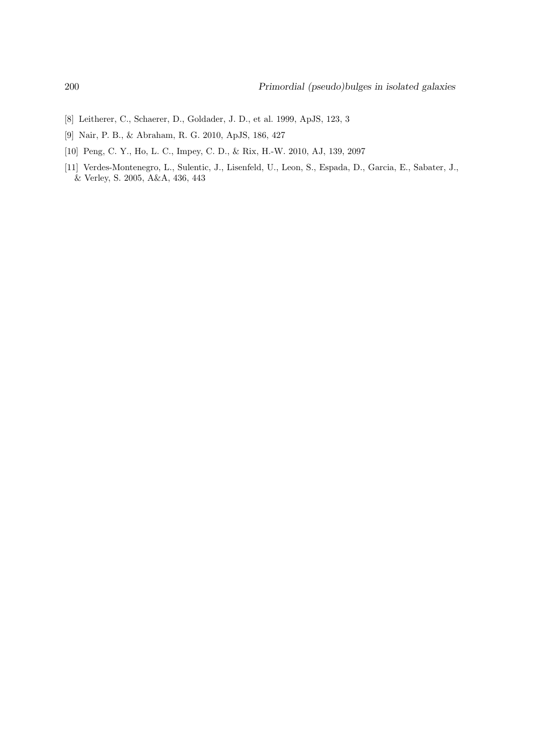[8] Leitherer, C., Schaerer, D., Goldader, J. D., et al. 1999, ApJS, 123, 3

[9] Nair, P. B., & Abraham, R. G. 2010, ApJS, 186, 427

[10] Peng, C. Y., Ho, L. C., Impey, C. D., & Rix, H.-W. 2010, AJ, 139, 2097

[11] Verdes-Montenegro, L., Sulentic, J., Lisenfeld, U., Leon, S., Espada, D., Garcia, E., Sabater, J., & Verley, S. 2005, A&A, 436, 443